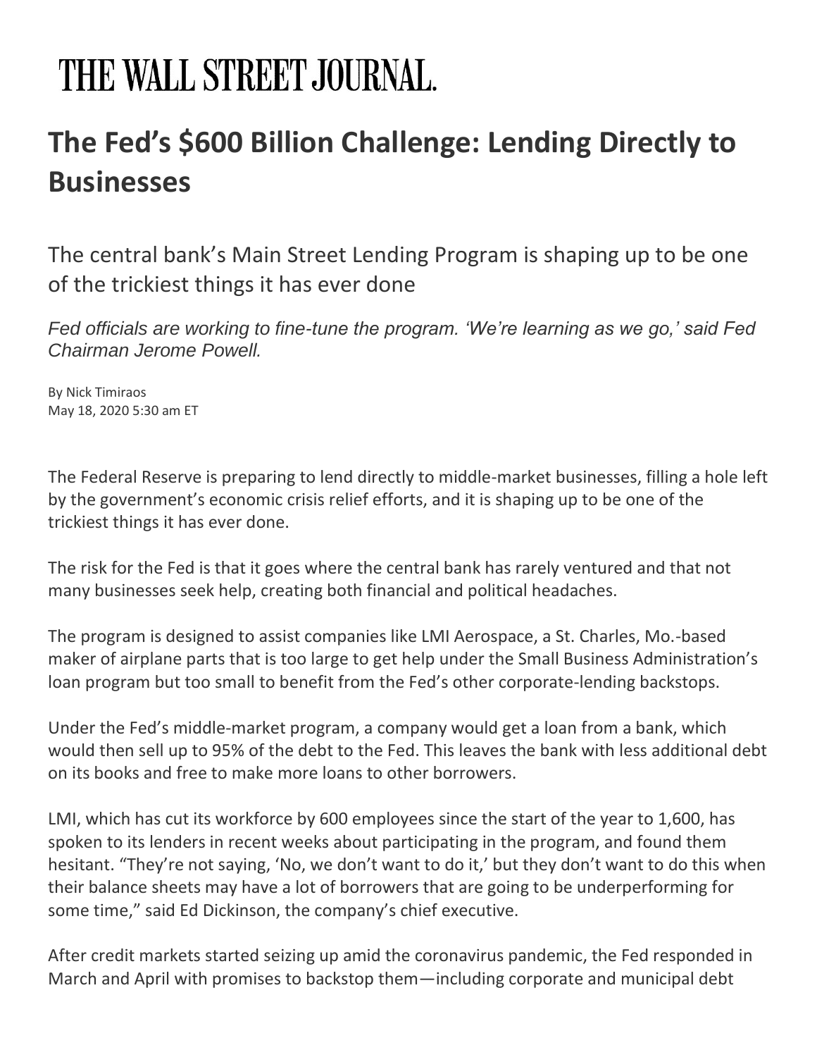# THE WALL STREET JOURNAL.

## The Fed's $600 Billion Challenge: Lending Directly to Businesses

The central bank's Main Street Lending Program is shaping up to be one of the trickiest things it has ever done

*Fed officials are working to fine-tune the program. 'We're learning as we go,' said Fed Chairman Jerome Powell.*

By Nick Timiraos
May 18, 2020 5:30 am ET

The Federal Reserve is preparing to lend directly to middle-market businesses, filling a hole left by the government's economic crisis relief efforts, and it is shaping up to be one of the trickiest things it has ever done.

The risk for the Fed is that it goes where the central bank has rarely ventured and that not many businesses seek help, creating both financial and political headaches.

The program is designed to assist companies like LMI Aerospace, a St. Charles, Mo.-based maker of airplane parts that is too large to get help under the Small Business Administration's loan program but too small to benefit from the Fed's other corporate-lending backstops.

Under the Fed's middle-market program, a company would get a loan from a bank, which would then sell up to 95% of the debt to the Fed. This leaves the bank with less additional debt on its books and free to make more loans to other borrowers.

LMI, which has cut its workforce by 600 employees since the start of the year to 1,600, has spoken to its lenders in recent weeks about participating in the program, and found them hesitant. "They're not saying, 'No, we don't want to do it,' but they don't want to do this when their balance sheets may have a lot of borrowers that are going to be underperforming for some time," said Ed Dickinson, the company's chief executive.

After credit markets started seizing up amid the coronavirus pandemic, the Fed responded in March and April with promises to backstop them—including corporate and municipal debt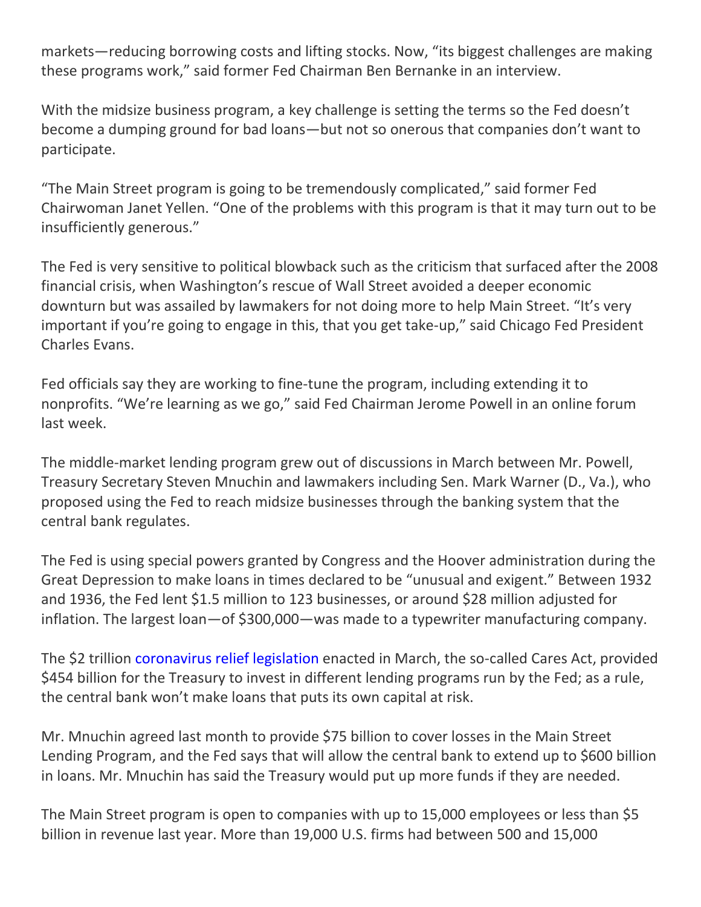markets—reducing borrowing costs and lifting stocks. Now, "its biggest challenges are making these programs work," said former Fed Chairman Ben Bernanke in an interview.

With the midsize business program, a key challenge is setting the terms so the Fed doesn't become a dumping ground for bad loans—but not so onerous that companies don't want to participate.

"The Main Street program is going to be tremendously complicated," said former Fed Chairwoman Janet Yellen. "One of the problems with this program is that it may turn out to be insufficiently generous."

The Fed is very sensitive to political blowback such as the criticism that surfaced after the 2008 financial crisis, when Washington's rescue of Wall Street avoided a deeper economic downturn but was assailed by lawmakers for not doing more to help Main Street. "It's very important if you're going to engage in this, that you get take-up," said Chicago Fed President Charles Evans.

Fed officials say they are working to fine-tune the program, including extending it to nonprofits. "We're learning as we go," said Fed Chairman Jerome Powell in an online forum last week.

The middle-market lending program grew out of discussions in March between Mr. Powell, Treasury Secretary Steven Mnuchin and lawmakers including Sen. Mark Warner (D., Va.), who proposed using the Fed to reach midsize businesses through the banking system that the central bank regulates.

The Fed is using special powers granted by Congress and the Hoover administration during the Great Depression to make loans in times declared to be "unusual and exigent." Between 1932 and 1936, the Fed lent $1.5 million to 123 businesses, or around $28 million adjusted for inflation. The largest loan—of $300,000—was made to a typewriter manufacturing company.

The $2 trillion coronavirus relief legislation enacted in March, the so-called Cares Act, provided $454 billion for the Treasury to invest in different lending programs run by the Fed; as a rule, the central bank won't make loans that puts its own capital at risk.

Mr. Mnuchin agreed last month to provide $75 billion to cover losses in the Main Street Lending Program, and the Fed says that will allow the central bank to extend up to $600 billion in loans. Mr. Mnuchin has said the Treasury would put up more funds if they are needed.

The Main Street program is open to companies with up to 15,000 employees or less than $5 billion in revenue last year. More than 19,000 U.S. firms had between 500 and 15,000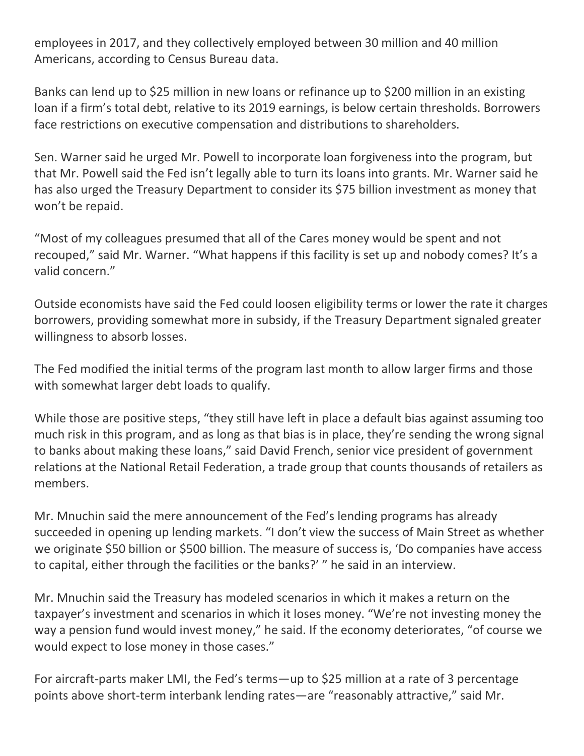employees in 2017, and they collectively employed between 30 million and 40 million Americans, according to Census Bureau data.

Banks can lend up to $25 million in new loans or refinance up to $200 million in an existing loan if a firm's total debt, relative to its 2019 earnings, is below certain thresholds. Borrowers face restrictions on executive compensation and distributions to shareholders.

Sen. Warner said he urged Mr. Powell to incorporate loan forgiveness into the program, but that Mr. Powell said the Fed isn't legally able to turn its loans into grants. Mr. Warner said he has also urged the Treasury Department to consider its $75 billion investment as money that won't be repaid.

"Most of my colleagues presumed that all of the Cares money would be spent and not recouped," said Mr. Warner. "What happens if this facility is set up and nobody comes? It's a valid concern."

Outside economists have said the Fed could loosen eligibility terms or lower the rate it charges borrowers, providing somewhat more in subsidy, if the Treasury Department signaled greater willingness to absorb losses.

The Fed modified the initial terms of the program last month to allow larger firms and those with somewhat larger debt loads to qualify.

While those are positive steps, "they still have left in place a default bias against assuming too much risk in this program, and as long as that bias is in place, they're sending the wrong signal to banks about making these loans," said David French, senior vice president of government relations at the National Retail Federation, a trade group that counts thousands of retailers as members.

Mr. Mnuchin said the mere announcement of the Fed's lending programs has already succeeded in opening up lending markets. "I don't view the success of Main Street as whether we originate $50 billion or $500 billion. The measure of success is, 'Do companies have access to capital, either through the facilities or the banks?' " he said in an interview.

Mr. Mnuchin said the Treasury has modeled scenarios in which it makes a return on the taxpayer's investment and scenarios in which it loses money. "We're not investing money the way a pension fund would invest money," he said. If the economy deteriorates, "of course we would expect to lose money in those cases."

For aircraft-parts maker LMI, the Fed's terms—up to $25 million at a rate of 3 percentage points above short-term interbank lending rates—are "reasonably attractive," said Mr.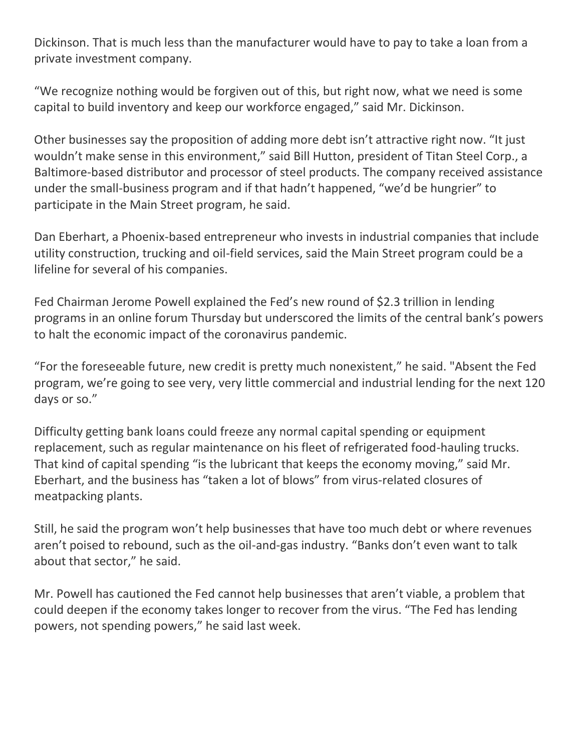Dickinson. That is much less than the manufacturer would have to pay to take a loan from a private investment company.

“We recognize nothing would be forgiven out of this, but right now, what we need is some capital to build inventory and keep our workforce engaged,” said Mr. Dickinson.

Other businesses say the proposition of adding more debt isn’t attractive right now. “It just wouldn’t make sense in this environment,” said Bill Hutton, president of Titan Steel Corp., a Baltimore-based distributor and processor of steel products. The company received assistance under the small-business program and if that hadn’t happened, “we’d be hungrier” to participate in the Main Street program, he said.

Dan Eberhart, a Phoenix-based entrepreneur who invests in industrial companies that include utility construction, trucking and oil-field services, said the Main Street program could be a lifeline for several of his companies.

Fed Chairman Jerome Powell explained the Fed’s new round of $2.3 trillion in lending programs in an online forum Thursday but underscored the limits of the central bank’s powers to halt the economic impact of the coronavirus pandemic.

“For the foreseeable future, new credit is pretty much nonexistent,” he said. "Absent the Fed program, we’re going to see very, very little commercial and industrial lending for the next 120 days or so.”

Difficulty getting bank loans could freeze any normal capital spending or equipment replacement, such as regular maintenance on his fleet of refrigerated food-hauling trucks. That kind of capital spending “is the lubricant that keeps the economy moving,” said Mr. Eberhart, and the business has “taken a lot of blows” from virus-related closures of meatpacking plants.

Still, he said the program won’t help businesses that have too much debt or where revenues aren’t poised to rebound, such as the oil-and-gas industry. “Banks don’t even want to talk about that sector,” he said.

Mr. Powell has cautioned the Fed cannot help businesses that aren’t viable, a problem that could deepen if the economy takes longer to recover from the virus. “The Fed has lending powers, not spending powers,” he said last week.